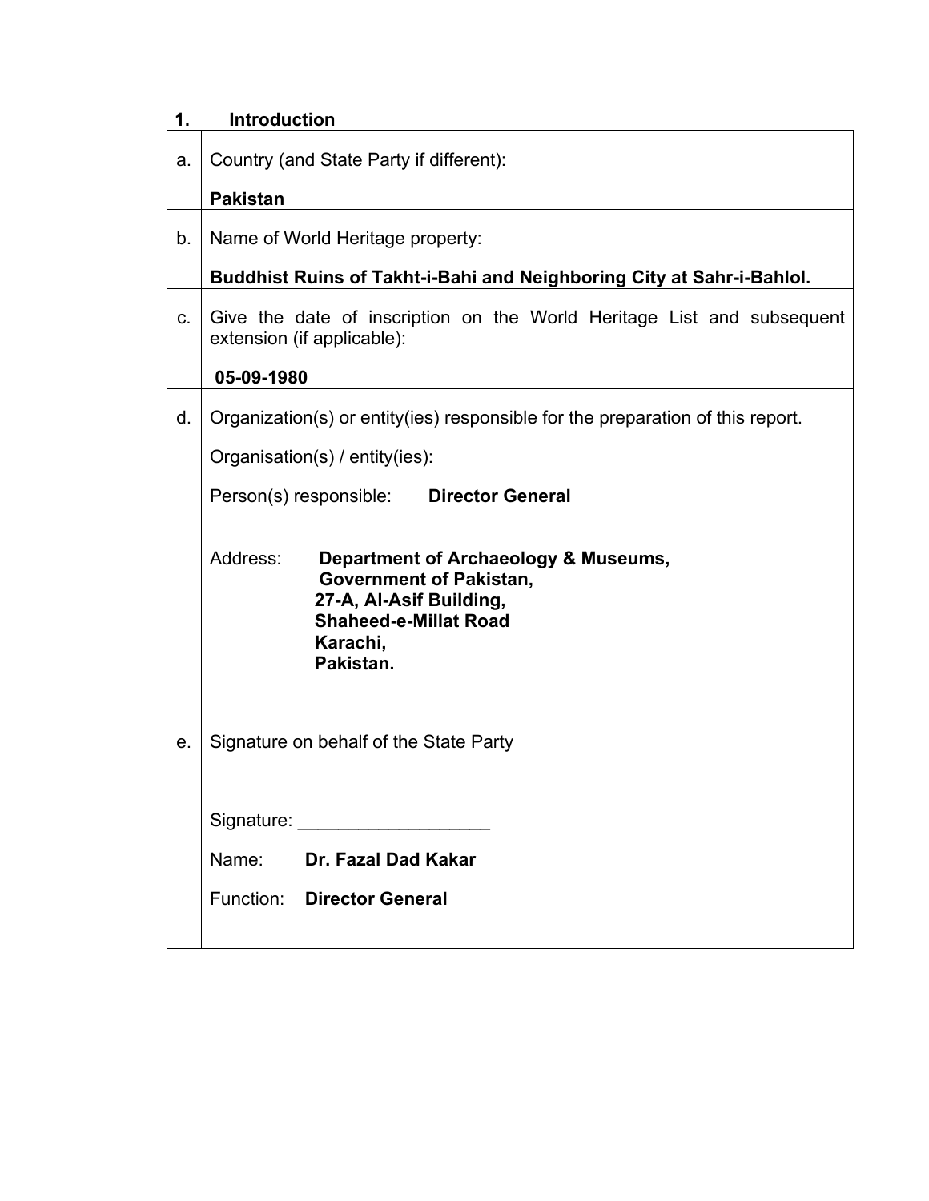## 1. Introduction

| | |
|---|---|
| a. | Country (and State Party if different):<br><br>**Pakistan** |
| b. | Name of World Heritage property:<br><br>**Buddhist Ruins of Takht-i-Bahi and Neighboring City at Sahr-i-Bahlol.** |
| c. | Give the date of inscription on the World Heritage List and subsequent extension (if applicable):<br><br>**05-09-1980** |
| d. | Organization(s) or entity(ies) responsible for the preparation of this report.<br><br>Organisation(s) / entity(ies):<br><br>Person(s) responsible: **Director General**<br><br>Address: **Department of Archaeology & Museums,<br>Government of Pakistan,<br>27-A, Al-Asif Building,<br>Shaheed-e-Millat Road<br>Karachi,<br>Pakistan.** |
| e. | Signature on behalf of the State Party<br><br>Signature: ___________________<br><br>Name: **Dr. Fazal Dad Kakar**<br><br>Function: **Director General** |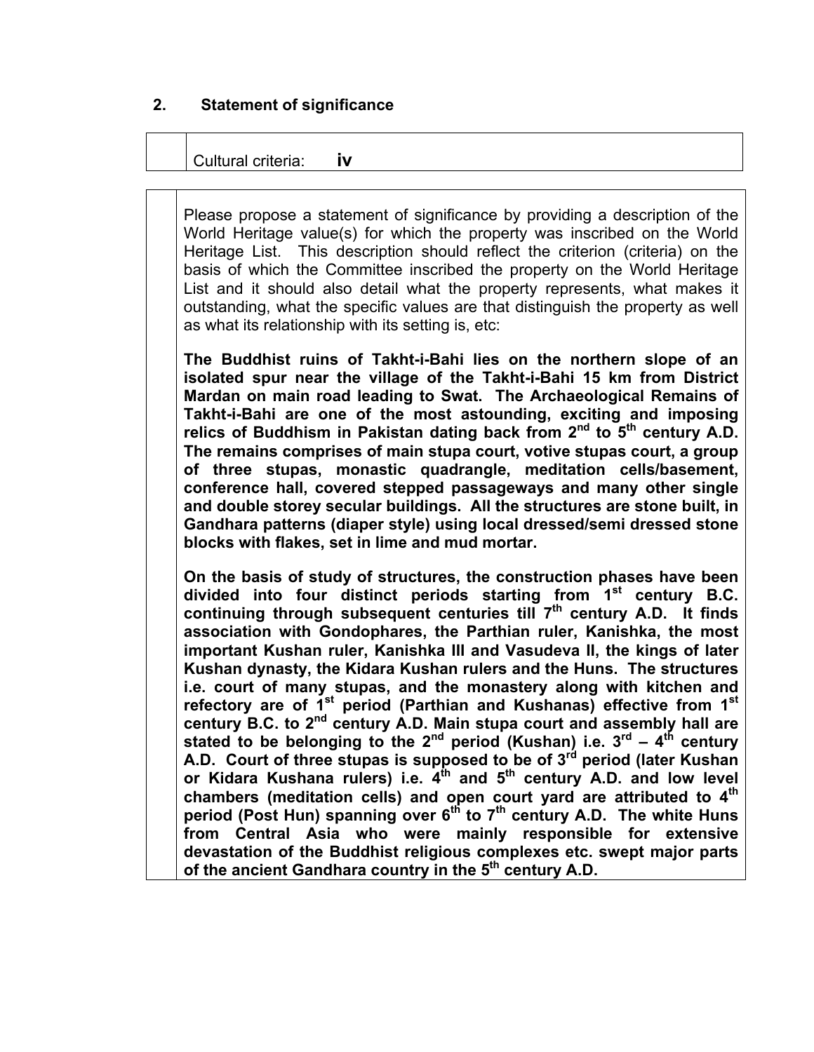## 2. Statement of significance

| | Cultural criteria: **iv** |
|---|---|

Please propose a statement of significance by providing a description of the World Heritage value(s) for which the property was inscribed on the World Heritage List. This description should reflect the criterion (criteria) on the basis of which the Committee inscribed the property on the World Heritage List and it should also detail what the property represents, what makes it outstanding, what the specific values are that distinguish the property as well as what its relationship with its setting is, etc:

**The Buddhist ruins of Takht-i-Bahi lies on the northern slope of an isolated spur near the village of the Takht-i-Bahi 15 km from District Mardan on main road leading to Swat. The Archaeological Remains of Takht-i-Bahi are one of the most astounding, exciting and imposing relics of Buddhism in Pakistan dating back from 2nd to 5th century A.D. The remains comprises of main stupa court, votive stupas court, a group of three stupas, monastic quadrangle, meditation cells/basement, conference hall, covered stepped passageways and many other single and double storey secular buildings. All the structures are stone built, in Gandhara patterns (diaper style) using local dressed/semi dressed stone blocks with flakes, set in lime and mud mortar.**

**On the basis of study of structures, the construction phases have been divided into four distinct periods starting from 1st century B.C. continuing through subsequent centuries till 7th century A.D. It finds association with Gondophares, the Parthian ruler, Kanishka, the most important Kushan ruler, Kanishka III and Vasudeva II, the kings of later Kushan dynasty, the Kidara Kushan rulers and the Huns. The structures i.e. court of many stupas, and the monastery along with kitchen and refectory are of 1st period (Parthian and Kushanas) effective from 1st century B.C. to 2nd century A.D. Main stupa court and assembly hall are stated to be belonging to the 2nd period (Kushan) i.e. 3rd – 4th century A.D. Court of three stupas is supposed to be of 3rd period (later Kushan or Kidara Kushana rulers) i.e. 4th and 5th century A.D. and low level chambers (meditation cells) and open court yard are attributed to 4th period (Post Hun) spanning over 6th to 7th century A.D. The white Huns from Central Asia who were mainly responsible for extensive devastation of the Buddhist religious complexes etc. swept major parts of the ancient Gandhara country in the 5th century A.D.**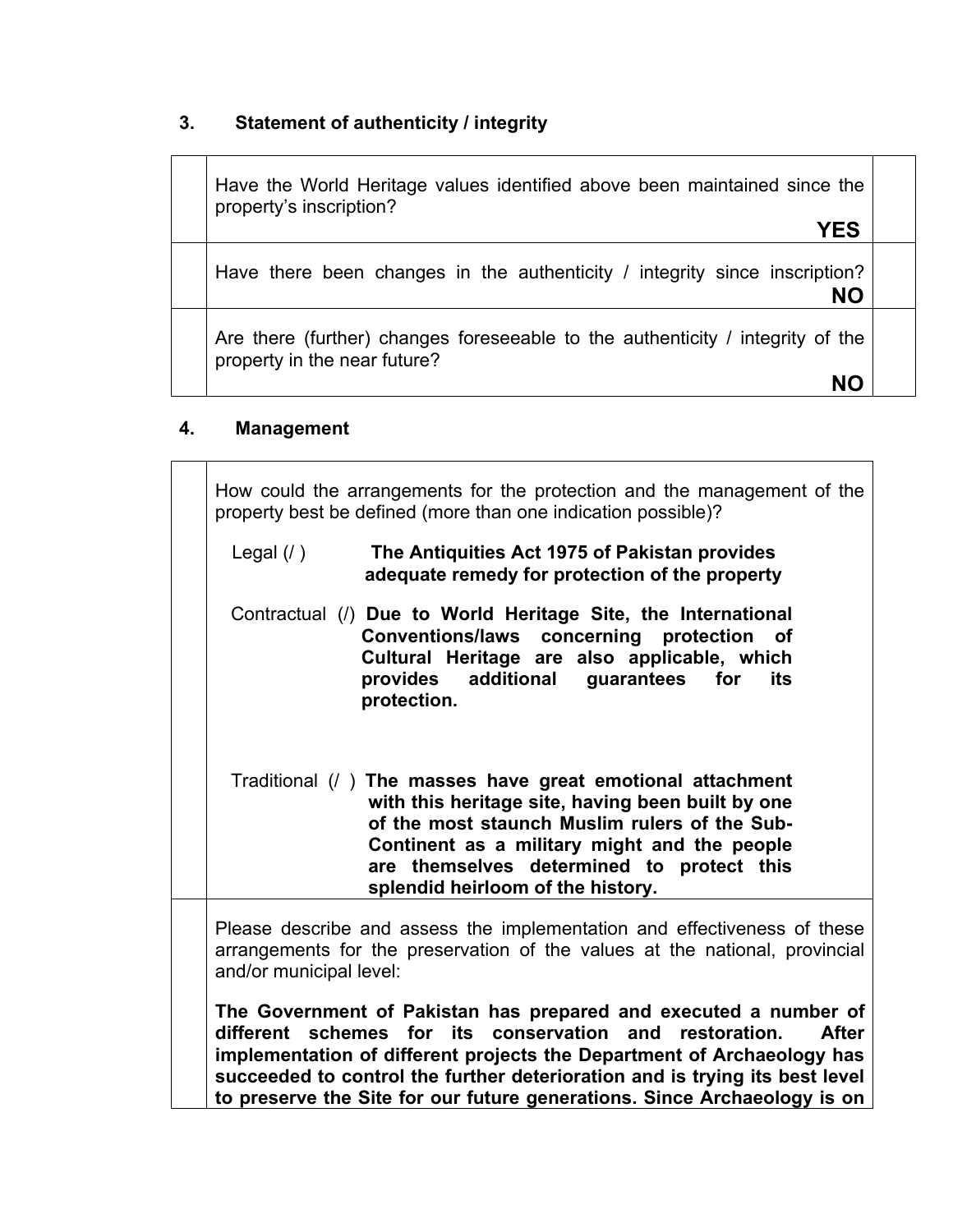### 3. Statement of authenticity / integrity

| | | |
|---|---|---|
| | Have the World Heritage values identified above been maintained since the property's inscription? **YES** | |
| | Have there been changes in the authenticity / integrity since inscription? **NO** | |
| | Are there (further) changes foreseeable to the authenticity / integrity of the property in the near future? **NO** | |

### 4. Management

| | | |
|---|---|---|
| | How could the arrangements for the protection and the management of the property best be defined (more than one indication possible)?<br><br>Legal (/ ) **The Antiquities Act 1975 of Pakistan provides adequate remedy for protection of the property**<br><br>Contractual (/) **Due to World Heritage Site, the International Conventions/laws concerning protection of Cultural Heritage are also applicable, which provides additional guarantees for its protection.**<br><br>Traditional (/ ) **The masses have great emotional attachment with this heritage site, having been built by one of the most staunch Muslim rulers of the Sub-Continent as a military might and the people are themselves determined to protect this splendid heirloom of the history.** | |
| | Please describe and assess the implementation and effectiveness of these arrangements for the preservation of the values at the national, provincial and/or municipal level:<br><br>**The Government of Pakistan has prepared and executed a number of different schemes for its conservation and restoration. After implementation of different projects the Department of Archaeology has succeeded to control the further deterioration and is trying its best level to preserve the Site for our future generations. Since Archaeology is on** | |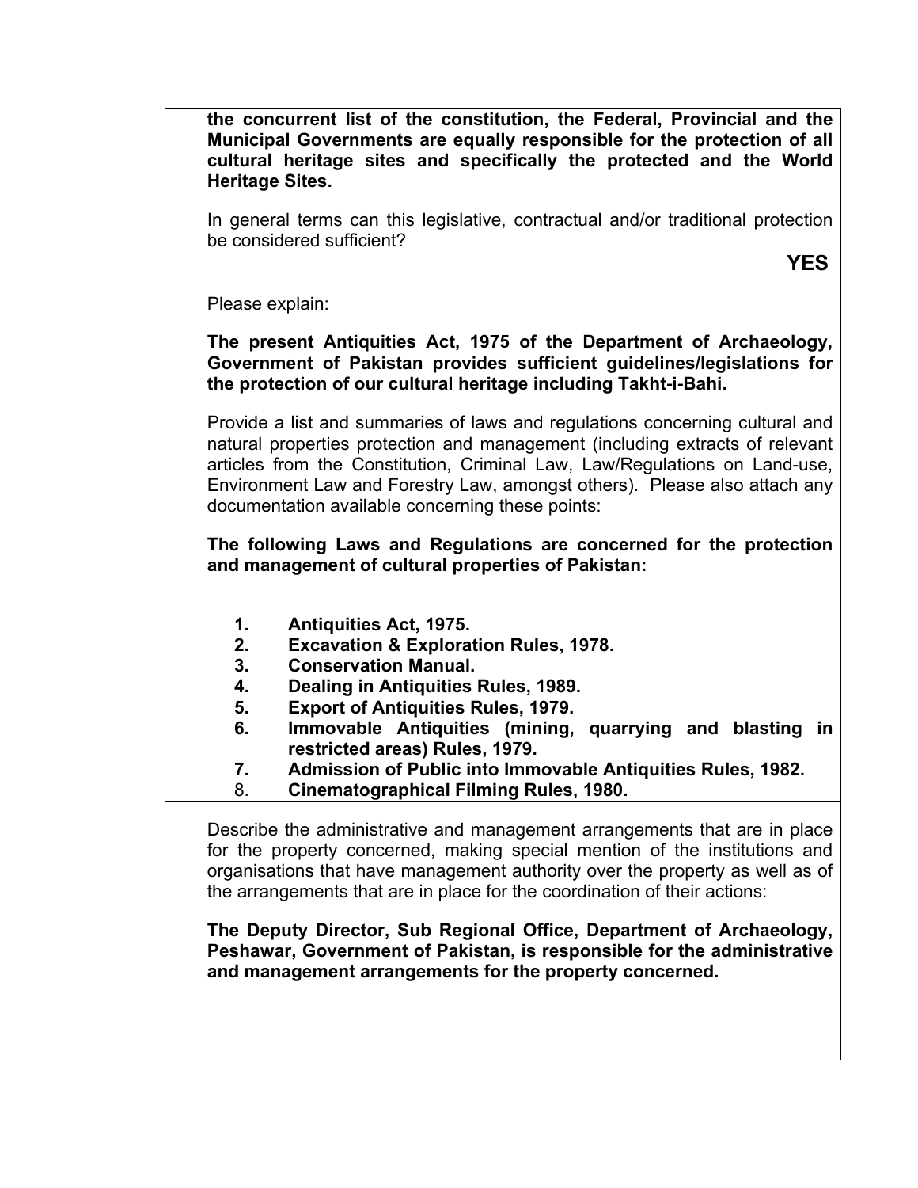**the concurrent list of the constitution, the Federal, Provincial and the Municipal Governments are equally responsible for the protection of all cultural heritage sites and specifically the protected and the World Heritage Sites.**

In general terms can this legislative, contractual and/or traditional protection be considered sufficient?

**YES**

Please explain:

**The present Antiquities Act, 1975 of the Department of Archaeology, Government of Pakistan provides sufficient guidelines/legislations for the protection of our cultural heritage including Takht-i-Bahi.**

Provide a list and summaries of laws and regulations concerning cultural and natural properties protection and management (including extracts of relevant articles from the Constitution, Criminal Law, Law/Regulations on Land-use, Environment Law and Forestry Law, amongst others). Please also attach any documentation available concerning these points:

**The following Laws and Regulations are concerned for the protection and management of cultural properties of Pakistan:**

1. **Antiquities Act, 1975.**
2. **Excavation & Exploration Rules, 1978.**
3. **Conservation Manual.**
4. **Dealing in Antiquities Rules, 1989.**
5. **Export of Antiquities Rules, 1979.**
6. **Immovable Antiquities (mining, quarrying and blasting in restricted areas) Rules, 1979.**
7. **Admission of Public into Immovable Antiquities Rules, 1982.**
8. **Cinematographical Filming Rules, 1980.**

Describe the administrative and management arrangements that are in place for the property concerned, making special mention of the institutions and organisations that have management authority over the property as well as of the arrangements that are in place for the coordination of their actions:

**The Deputy Director, Sub Regional Office, Department of Archaeology, Peshawar, Government of Pakistan, is responsible for the administrative and management arrangements for the property concerned.**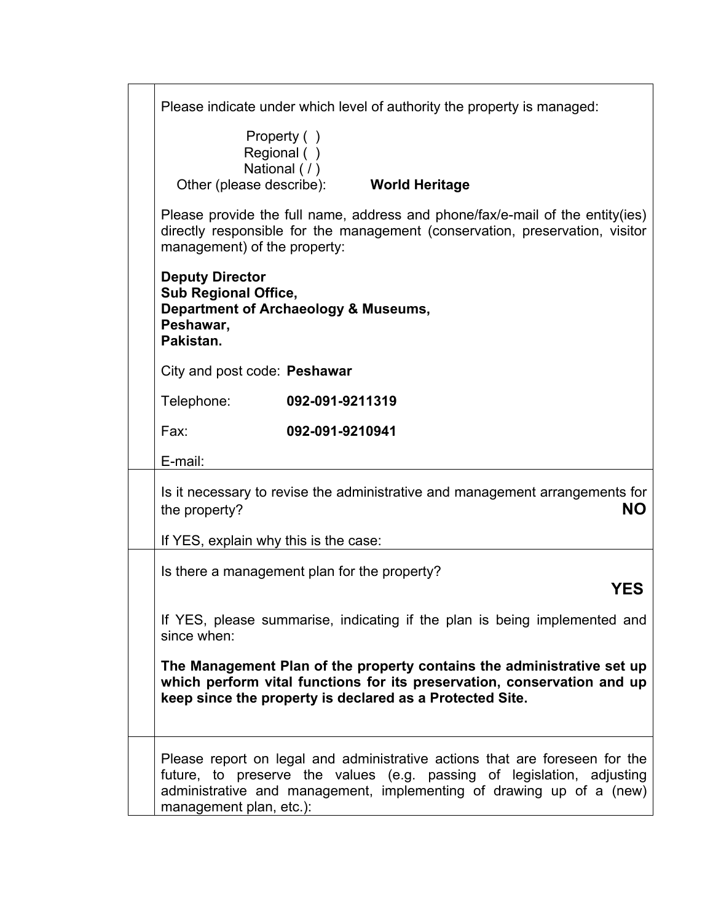Please indicate under which level of authority the property is managed:

Property ( )
Regional ( )
National ( / )
Other (please describe): **World Heritage**

Please provide the full name, address and phone/fax/e-mail of the entity(ies) directly responsible for the management (conservation, preservation, visitor management) of the property:

**Deputy Director**
**Sub Regional Office,**
**Department of Archaeology & Museums,**
**Peshawar,**
**Pakistan.**

City and post code: **Peshawar**

Telephone: **092-091-9211319**

Fax: **092-091-9210941**

E-mail:

Is it necessary to revise the administrative and management arrangements for the property? **NO**

If YES, explain why this is the case:

Is there a management plan for the property? **YES**

If YES, please summarise, indicating if the plan is being implemented and since when:

**The Management Plan of the property contains the administrative set up which perform vital functions for its preservation, conservation and up keep since the property is declared as a Protected Site.**

Please report on legal and administrative actions that are foreseen for the future, to preserve the values (e.g. passing of legislation, adjusting administrative and management, implementing of drawing up of a (new) management plan, etc.):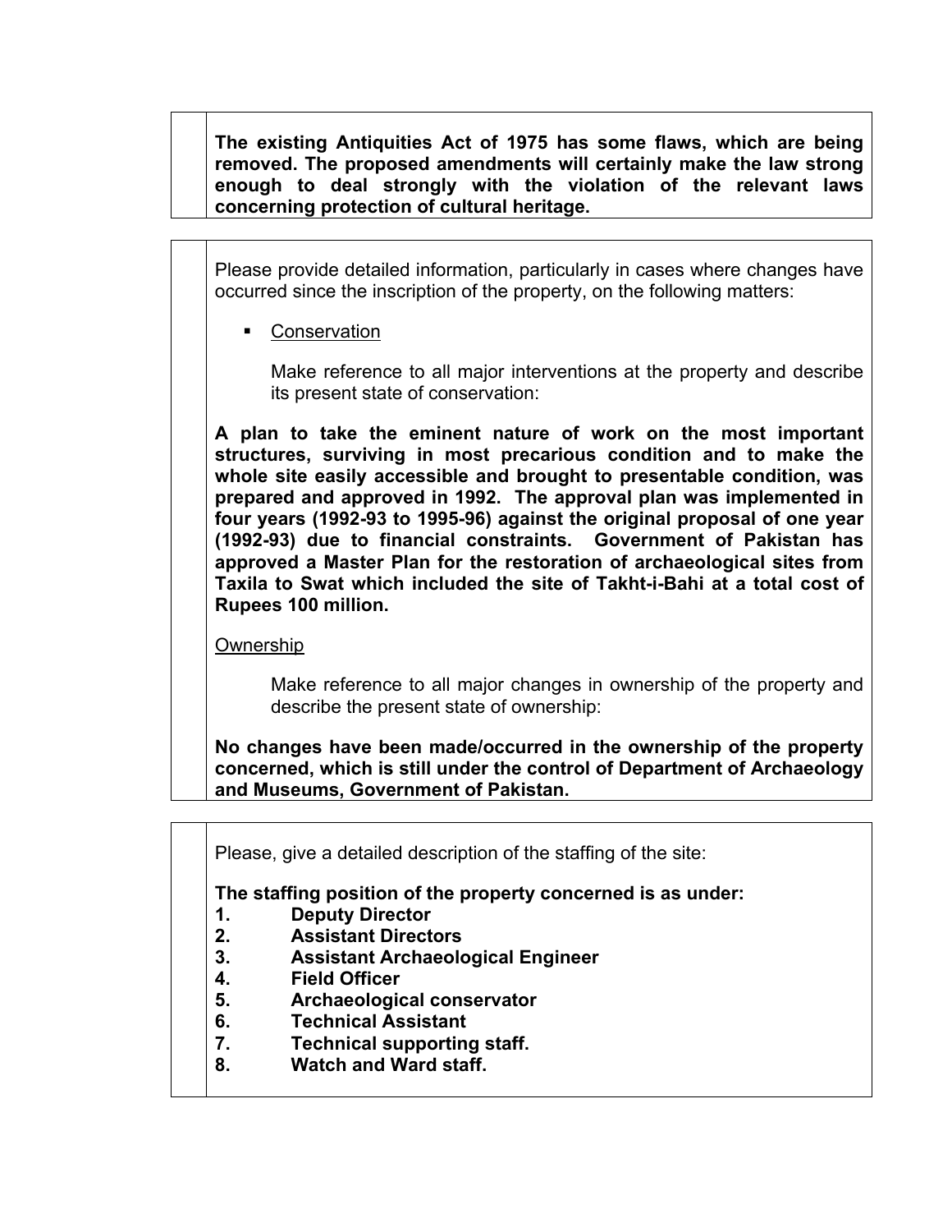**The existing Antiquities Act of 1975 has some flaws, which are being removed. The proposed amendments will certainly make the law strong enough to deal strongly with the violation of the relevant laws concerning protection of cultural heritage.**

Please provide detailed information, particularly in cases where changes have occurred since the inscription of the property, on the following matters:

- Conservation

  Make reference to all major interventions at the property and describe its present state of conservation:

**A plan to take the eminent nature of work on the most important structures, surviving in most precarious condition and to make the whole site easily accessible and brought to presentable condition, was prepared and approved in 1992. The approval plan was implemented in four years (1992-93 to 1995-96) against the original proposal of one year (1992-93) due to financial constraints. Government of Pakistan has approved a Master Plan for the restoration of archaeological sites from Taxila to Swat which included the site of Takht-i-Bahi at a total cost of Rupees 100 million.**

Ownership

Make reference to all major changes in ownership of the property and describe the present state of ownership:

**No changes have been made/occurred in the ownership of the property concerned, which is still under the control of Department of Archaeology and Museums, Government of Pakistan.**

Please, give a detailed description of the staffing of the site:

**The staffing position of the property concerned is as under:**

1. **Deputy Director**
2. **Assistant Directors**
3. **Assistant Archaeological Engineer**
4. **Field Officer**
5. **Archaeological conservator**
6. **Technical Assistant**
7. **Technical supporting staff.**
8. **Watch and Ward staff.**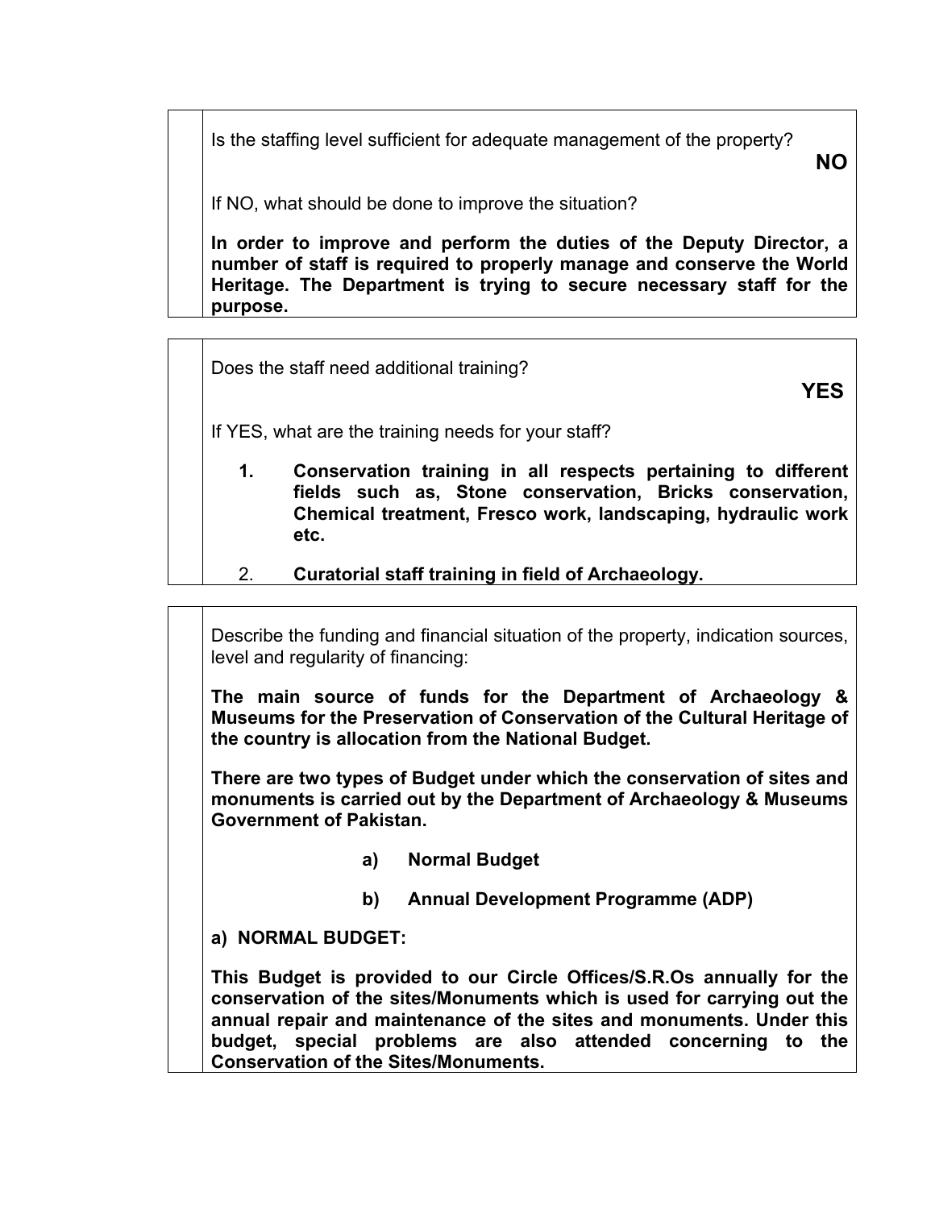Is the staffing level sufficient for adequate management of the property?

**NO**

If NO, what should be done to improve the situation?

**In order to improve and perform the duties of the Deputy Director, a number of staff is required to properly manage and conserve the World Heritage. The Department is trying to secure necessary staff for the purpose.**

Does the staff need additional training?

**YES**

If YES, what are the training needs for your staff?

1. **Conservation training in all respects pertaining to different fields such as, Stone conservation, Bricks conservation, Chemical treatment, Fresco work, landscaping, hydraulic work etc.**
2. **Curatorial staff training in field of Archaeology.**

Describe the funding and financial situation of the property, indication sources, level and regularity of financing:

**The main source of funds for the Department of Archaeology & Museums for the Preservation of Conservation of the Cultural Heritage of the country is allocation from the National Budget.**

**There are two types of Budget under which the conservation of sites and monuments is carried out by the Department of Archaeology & Museums Government of Pakistan.**

a) **Normal Budget**

b) **Annual Development Programme (ADP)**

**a) NORMAL BUDGET:**

**This Budget is provided to our Circle Offices/S.R.Os annually for the conservation of the sites/Monuments which is used for carrying out the annual repair and maintenance of the sites and monuments. Under this budget, special problems are also attended concerning to the Conservation of the Sites/Monuments.**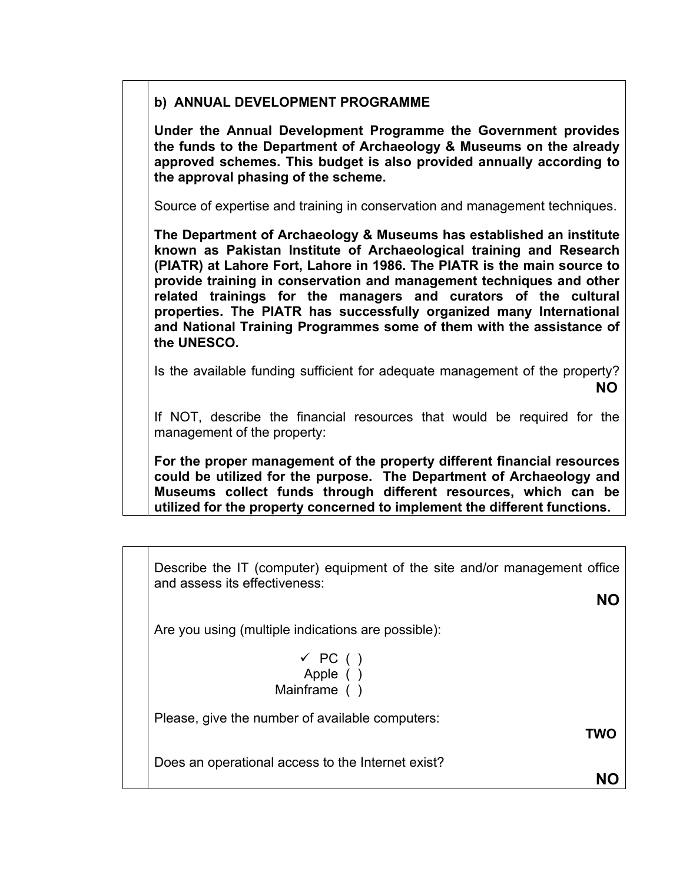**b) ANNUAL DEVELOPMENT PROGRAMME**

**Under the Annual Development Programme the Government provides the funds to the Department of Archaeology & Museums on the already approved schemes. This budget is also provided annually according to the approval phasing of the scheme.**

Source of expertise and training in conservation and management techniques.

**The Department of Archaeology & Museums has established an institute known as Pakistan Institute of Archaeological training and Research (PIATR) at Lahore Fort, Lahore in 1986. The PIATR is the main source to provide training in conservation and management techniques and other related trainings for the managers and curators of the cultural properties. The PIATR has successfully organized many International and National Training Programmes some of them with the assistance of the UNESCO.**

Is the available funding sufficient for adequate management of the property?
**NO**

If NOT, describe the financial resources that would be required for the management of the property:

**For the proper management of the property different financial resources could be utilized for the purpose. The Department of Archaeology and Museums collect funds through different resources, which can be utilized for the property concerned to implement the different functions.**

---

Describe the IT (computer) equipment of the site and/or management office and assess its effectiveness:
**NO**

Are you using (multiple indications are possible):

- ✓ PC ( )
- Apple ( )
- Mainframe ( )

Please, give the number of available computers:
**TWO**

Does an operational access to the Internet exist?
**NO**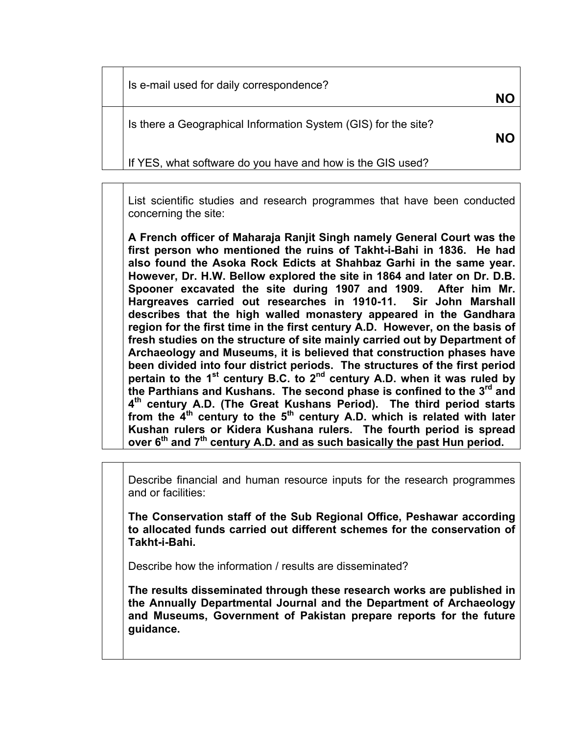| | |
|---|---|
| | Is e-mail used for daily correspondence? **NO** |
| | Is there a Geographical Information System (GIS) for the site? **NO**<br><br>If YES, what software do you have and how is the GIS used? |

| | |
|---|---|
| | List scientific studies and research programmes that have been conducted concerning the site:<br><br>**A French officer of Maharaja Ranjit Singh namely General Court was the first person who mentioned the ruins of Takht-i-Bahi in 1836. He had also found the Asoka Rock Edicts at Shahbaz Garhi in the same year. However, Dr. H.W. Bellow explored the site in 1864 and later on Dr. D.B. Spooner excavated the site during 1907 and 1909. After him Mr. Hargreaves carried out researches in 1910-11. Sir John Marshall describes that the high walled monastery appeared in the Gandhara region for the first time in the first century A.D. However, on the basis of fresh studies on the structure of site mainly carried out by Department of Archaeology and Museums, it is believed that construction phases have been divided into four district periods. The structures of the first period pertain to the 1st century B.C. to 2nd century A.D. when it was ruled by the Parthians and Kushans. The second phase is confined to the 3rd and 4th century A.D. (The Great Kushans Period). The third period starts from the 4th century to the 5th century A.D. which is related with later Kushan rulers or Kidera Kushana rulers. The fourth period is spread over 6th and 7th century A.D. and as such basically the past Hun period.** |

| | |
|---|---|
| | Describe financial and human resource inputs for the research programmes and or facilities:<br><br>**The Conservation staff of the Sub Regional Office, Peshawar according to allocated funds carried out different schemes for the conservation of Takht-i-Bahi.**<br><br>Describe how the information / results are disseminated?<br><br>**The results disseminated through these research works are published in the Annually Departmental Journal and the Department of Archaeology and Museums, Government of Pakistan prepare reports for the future guidance.** |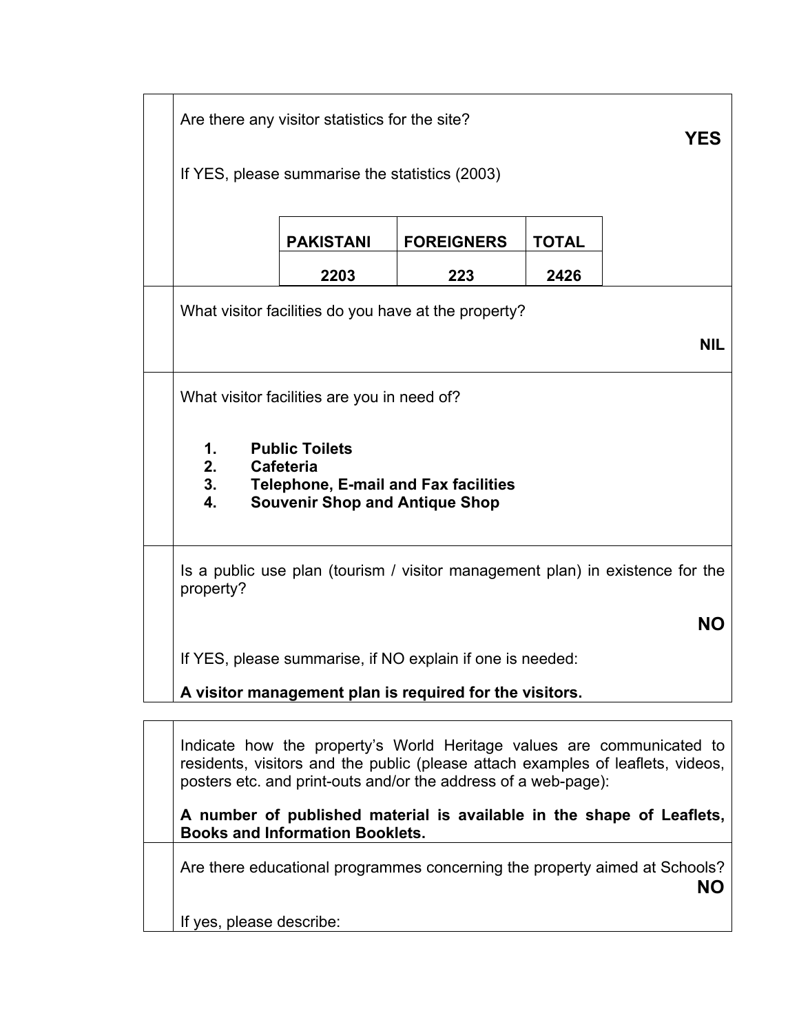Are there any visitor statistics for the site?

**YES**

If YES, please summarise the statistics (2003)

| PAKISTANI | FOREIGNERS | TOTAL |
|---|---|---|
| 2203 | 223 | 2426 |

What visitor facilities do you have at the property?

**NIL**

What visitor facilities are you in need of?

1. **Public Toilets**
2. **Cafeteria**
3. **Telephone, E-mail and Fax facilities**
4. **Souvenir Shop and Antique Shop**

Is a public use plan (tourism / visitor management plan) in existence for the property?

**NO**

If YES, please summarise, if NO explain if one is needed:

**A visitor management plan is required for the visitors.**

Indicate how the property's World Heritage values are communicated to residents, visitors and the public (please attach examples of leaflets, videos, posters etc. and print-outs and/or the address of a web-page):

**A number of published material is available in the shape of Leaflets, Books and Information Booklets.**

Are there educational programmes concerning the property aimed at Schools?

**NO**

If yes, please describe: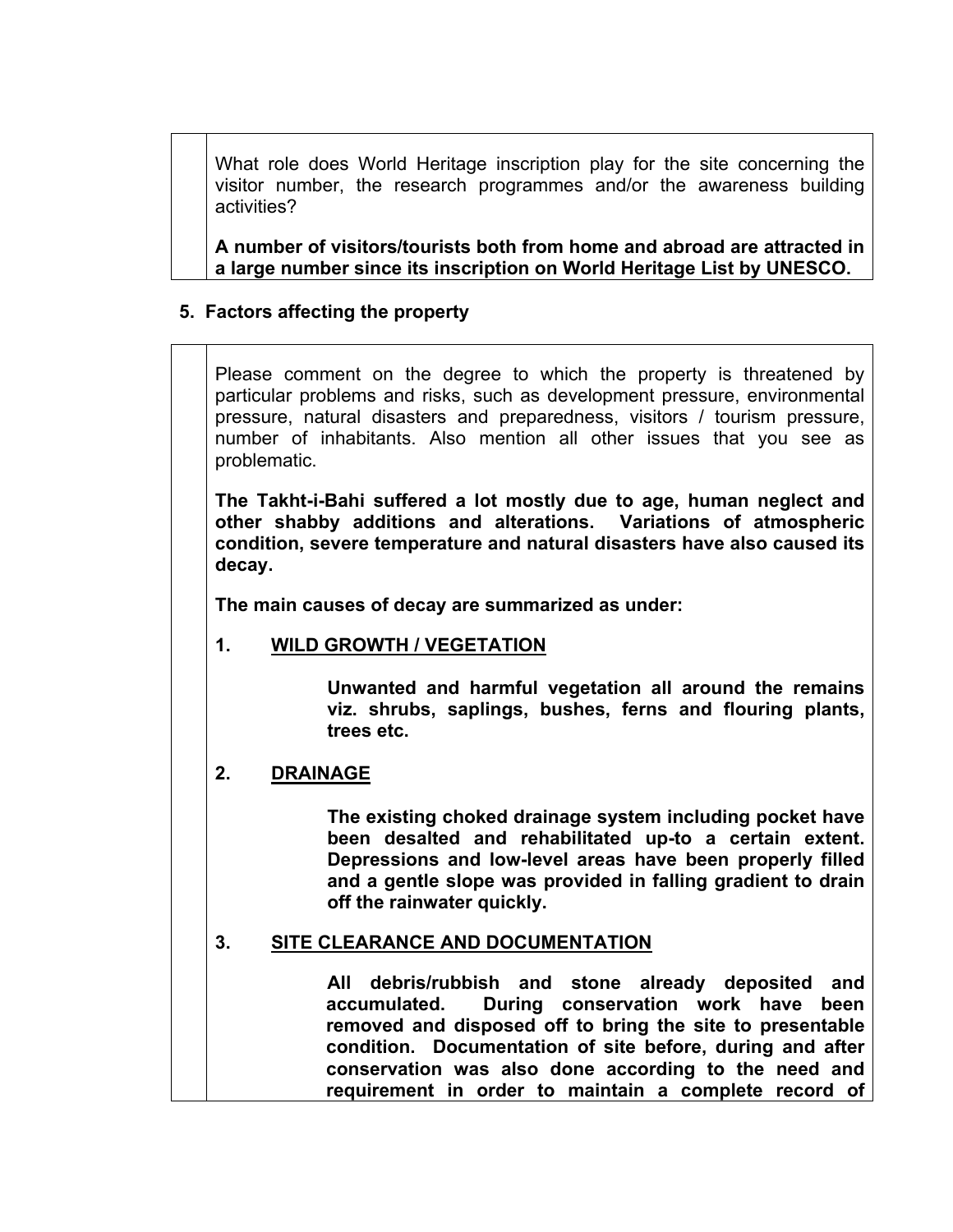What role does World Heritage inscription play for the site concerning the visitor number, the research programmes and/or the awareness building activities?

**A number of visitors/tourists both from home and abroad are attracted in a large number since its inscription on World Heritage List by UNESCO.**

## 5. Factors affecting the property

Please comment on the degree to which the property is threatened by particular problems and risks, such as development pressure, environmental pressure, natural disasters and preparedness, visitors / tourism pressure, number of inhabitants. Also mention all other issues that you see as problematic.

**The Takht-i-Bahi suffered a lot mostly due to age, human neglect and other shabby additions and alterations. Variations of atmospheric condition, severe temperature and natural disasters have also caused its decay.**

**The main causes of decay are summarized as under:**

**1. <u>WILD GROWTH / VEGETATION</u>**

**Unwanted and harmful vegetation all around the remains viz. shrubs, saplings, bushes, ferns and flouring plants, trees etc.**

**2. <u>DRAINAGE</u>**

**The existing choked drainage system including pocket have been desalted and rehabilitated up-to a certain extent. Depressions and low-level areas have been properly filled and a gentle slope was provided in falling gradient to drain off the rainwater quickly.**

**3. <u>SITE CLEARANCE AND DOCUMENTATION</u>**

**All debris/rubbish and stone already deposited and accumulated. During conservation work have been removed and disposed off to bring the site to presentable condition. Documentation of site before, during and after conservation was also done according to the need and requirement in order to maintain a complete record of**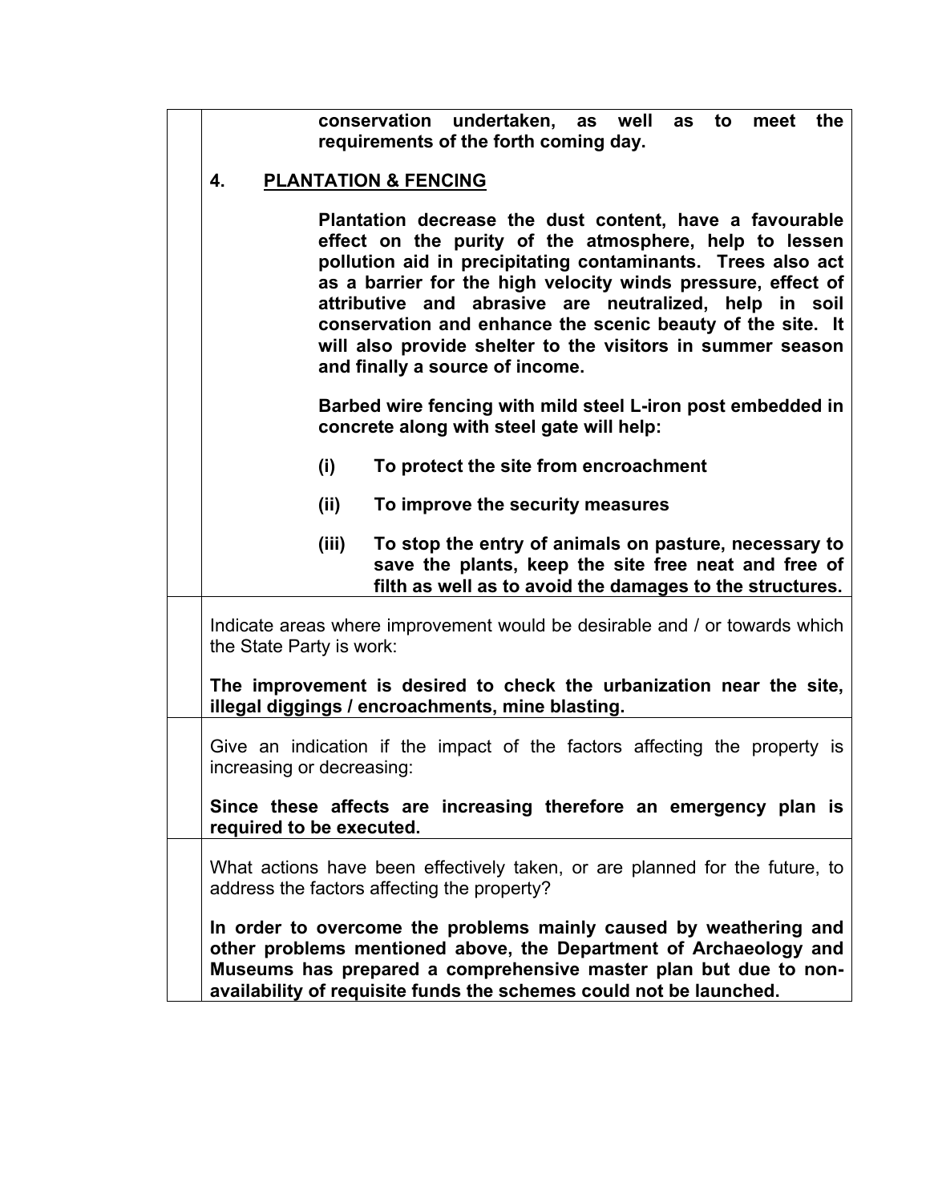**conservation undertaken, as well as to meet the requirements of the forth coming day.**

**4. PLANTATION & FENCING**

**Plantation decrease the dust content, have a favourable effect on the purity of the atmosphere, help to lessen pollution aid in precipitating contaminants. Trees also act as a barrier for the high velocity winds pressure, effect of attributive and abrasive are neutralized, help in soil conservation and enhance the scenic beauty of the site. It will also provide shelter to the visitors in summer season and finally a source of income.**

**Barbed wire fencing with mild steel L-iron post embedded in concrete along with steel gate will help:**

**(i) To protect the site from encroachment**

**(ii) To improve the security measures**

**(iii) To stop the entry of animals on pasture, necessary to save the plants, keep the site free neat and free of filth as well as to avoid the damages to the structures.**

Indicate areas where improvement would be desirable and / or towards which the State Party is work:

**The improvement is desired to check the urbanization near the site, illegal diggings / encroachments, mine blasting.**

Give an indication if the impact of the factors affecting the property is increasing or decreasing:

**Since these affects are increasing therefore an emergency plan is required to be executed.**

What actions have been effectively taken, or are planned for the future, to address the factors affecting the property?

**In order to overcome the problems mainly caused by weathering and other problems mentioned above, the Department of Archaeology and Museums has prepared a comprehensive master plan but due to non-availability of requisite funds the schemes could not be launched.**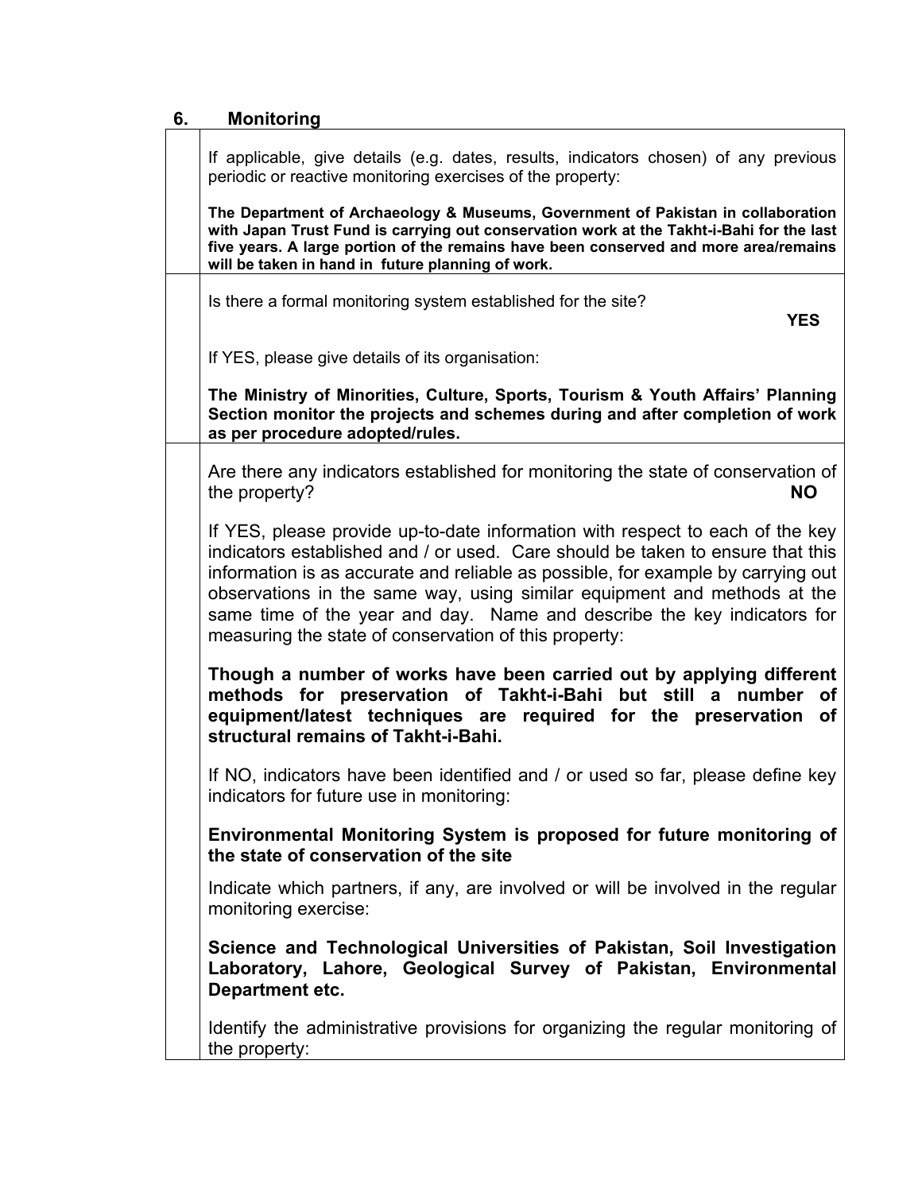## 6. Monitoring

If applicable, give details (e.g. dates, results, indicators chosen) of any previous periodic or reactive monitoring exercises of the property:

**The Department of Archaeology & Museums, Government of Pakistan in collaboration with Japan Trust Fund is carrying out conservation work at the Takht-i-Bahi for the last five years. A large portion of the remains have been conserved and more area/remains will be taken in hand in future planning of work.**

Is there a formal monitoring system established for the site? **YES**

If YES, please give details of its organisation:

**The Ministry of Minorities, Culture, Sports, Tourism & Youth Affairs' Planning Section monitor the projects and schemes during and after completion of work as per procedure adopted/rules.**

Are there any indicators established for monitoring the state of conservation of the property? **NO**

If YES, please provide up-to-date information with respect to each of the key indicators established and / or used. Care should be taken to ensure that this information is as accurate and reliable as possible, for example by carrying out observations in the same way, using similar equipment and methods at the same time of the year and day. Name and describe the key indicators for measuring the state of conservation of this property:

**Though a number of works have been carried out by applying different methods for preservation of Takht-i-Bahi but still a number of equipment/latest techniques are required for the preservation of structural remains of Takht-i-Bahi.**

If NO, indicators have been identified and / or used so far, please define key indicators for future use in monitoring:

**Environmental Monitoring System is proposed for future monitoring of the state of conservation of the site**

Indicate which partners, if any, are involved or will be involved in the regular monitoring exercise:

**Science and Technological Universities of Pakistan, Soil Investigation Laboratory, Lahore, Geological Survey of Pakistan, Environmental Department etc.**

Identify the administrative provisions for organizing the regular monitoring of the property: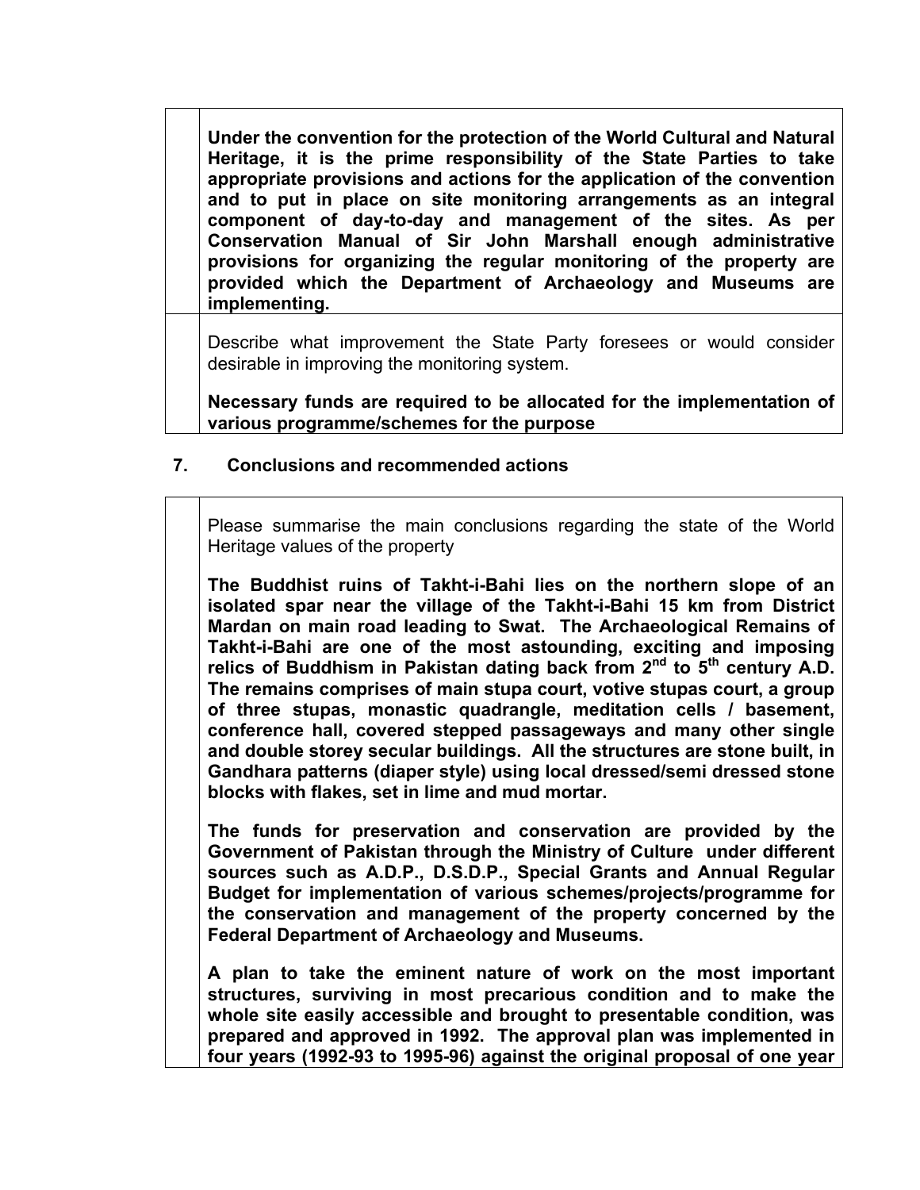**Under the convention for the protection of the World Cultural and Natural Heritage, it is the prime responsibility of the State Parties to take appropriate provisions and actions for the application of the convention and to put in place on site monitoring arrangements as an integral component of day-to-day and management of the sites. As per Conservation Manual of Sir John Marshall enough administrative provisions for organizing the regular monitoring of the property are provided which the Department of Archaeology and Museums are implementing.**

Describe what improvement the State Party foresees or would consider desirable in improving the monitoring system.

**Necessary funds are required to be allocated for the implementation of various programme/schemes for the purpose**

## 7. Conclusions and recommended actions

Please summarise the main conclusions regarding the state of the World Heritage values of the property

**The Buddhist ruins of Takht-i-Bahi lies on the northern slope of an isolated spar near the village of the Takht-i-Bahi 15 km from District Mardan on main road leading to Swat. The Archaeological Remains of Takht-i-Bahi are one of the most astounding, exciting and imposing relics of Buddhism in Pakistan dating back from 2nd to 5th century A.D. The remains comprises of main stupa court, votive stupas court, a group of three stupas, monastic quadrangle, meditation cells / basement, conference hall, covered stepped passageways and many other single and double storey secular buildings. All the structures are stone built, in Gandhara patterns (diaper style) using local dressed/semi dressed stone blocks with flakes, set in lime and mud mortar.**

**The funds for preservation and conservation are provided by the Government of Pakistan through the Ministry of Culture under different sources such as A.D.P., D.S.D.P., Special Grants and Annual Regular Budget for implementation of various schemes/projects/programme for the conservation and management of the property concerned by the Federal Department of Archaeology and Museums.**

**A plan to take the eminent nature of work on the most important structures, surviving in most precarious condition and to make the whole site easily accessible and brought to presentable condition, was prepared and approved in 1992. The approval plan was implemented in four years (1992-93 to 1995-96) against the original proposal of one year**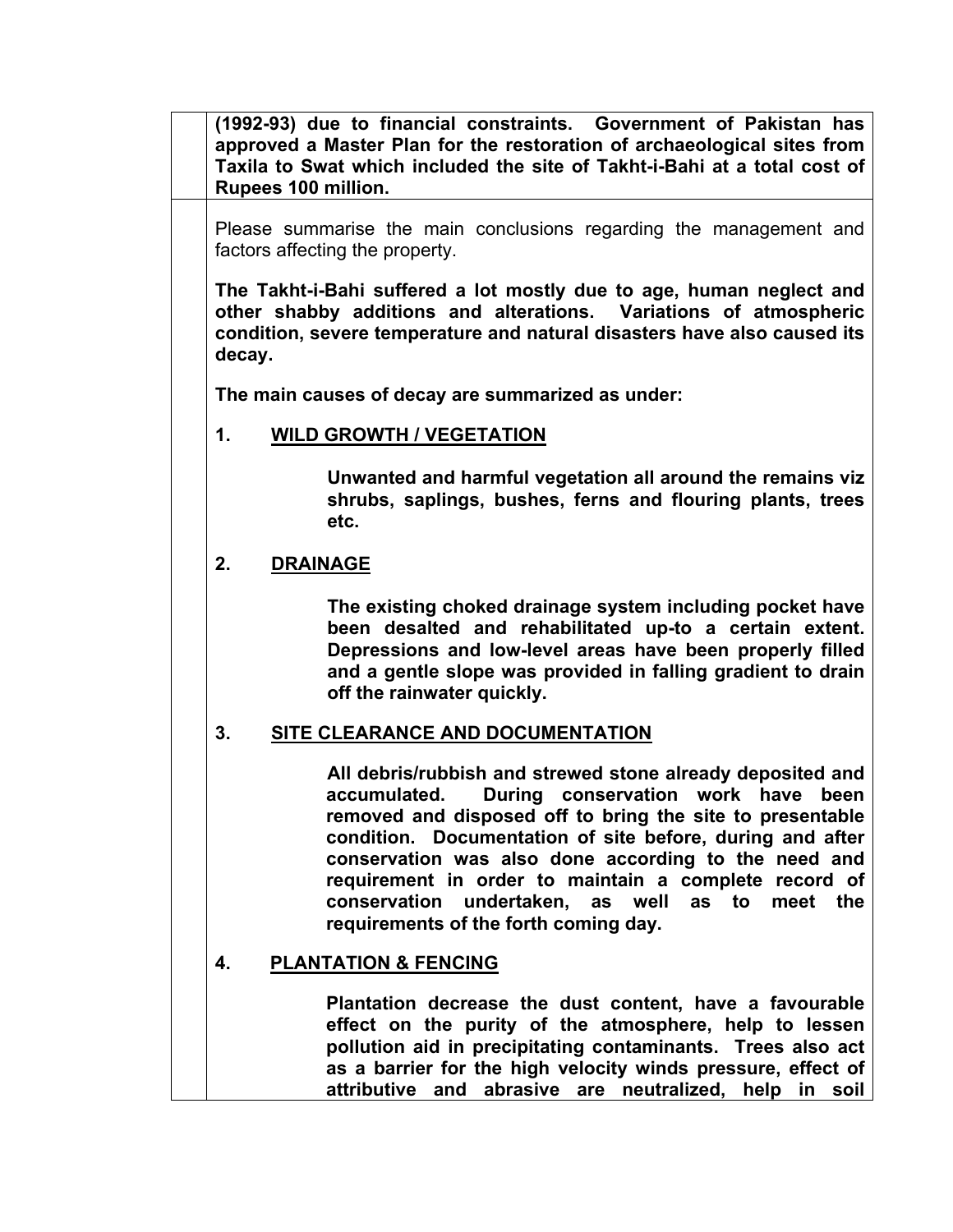**(1992-93) due to financial constraints. Government of Pakistan has approved a Master Plan for the restoration of archaeological sites from Taxila to Swat which included the site of Takht-i-Bahi at a total cost of Rupees 100 million.**

Please summarise the main conclusions regarding the management and factors affecting the property.

**The Takht-i-Bahi suffered a lot mostly due to age, human neglect and other shabby additions and alterations. Variations of atmospheric condition, severe temperature and natural disasters have also caused its decay.**

**The main causes of decay are summarized as under:**

**1. <u>WILD GROWTH / VEGETATION</u>**

**Unwanted and harmful vegetation all around the remains viz shrubs, saplings, bushes, ferns and flouring plants, trees etc.**

**2. <u>DRAINAGE</u>**

**The existing choked drainage system including pocket have been desalted and rehabilitated up-to a certain extent. Depressions and low-level areas have been properly filled and a gentle slope was provided in falling gradient to drain off the rainwater quickly.**

**3. <u>SITE CLEARANCE AND DOCUMENTATION</u>**

**All debris/rubbish and strewed stone already deposited and accumulated. During conservation work have been removed and disposed off to bring the site to presentable condition. Documentation of site before, during and after conservation was also done according to the need and requirement in order to maintain a complete record of conservation undertaken, as well as to meet the requirements of the forth coming day.**

**4. <u>PLANTATION & FENCING</u>**

**Plantation decrease the dust content, have a favourable effect on the purity of the atmosphere, help to lessen pollution aid in precipitating contaminants. Trees also act as a barrier for the high velocity winds pressure, effect of attributive and abrasive are neutralized, help in soil**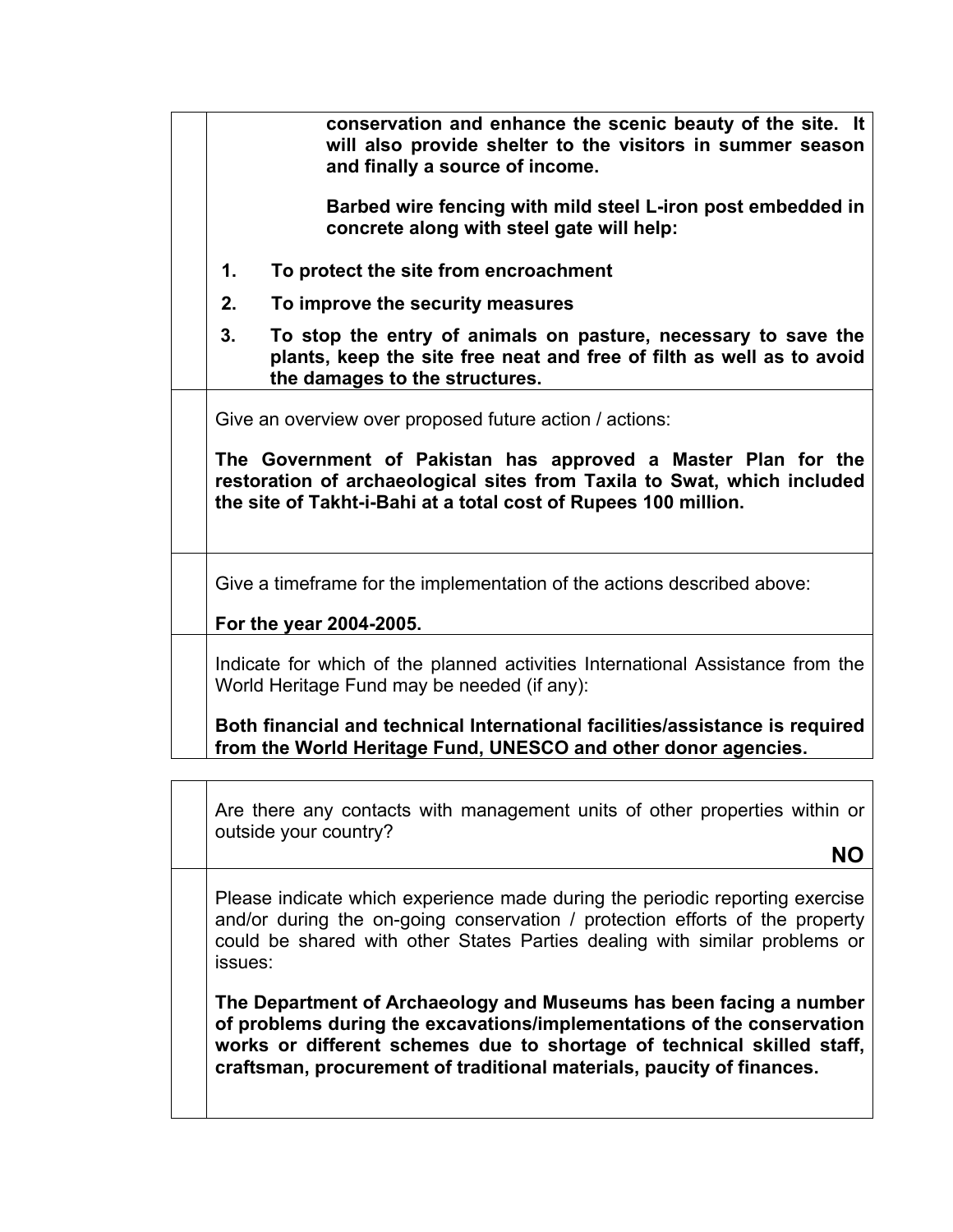**conservation and enhance the scenic beauty of the site. It will also provide shelter to the visitors in summer season and finally a source of income.**

**Barbed wire fencing with mild steel L-iron post embedded in concrete along with steel gate will help:**

1. **To protect the site from encroachment**
2. **To improve the security measures**
3. **To stop the entry of animals on pasture, necessary to save the plants, keep the site free neat and free of filth as well as to avoid the damages to the structures.**

Give an overview over proposed future action / actions:

**The Government of Pakistan has approved a Master Plan for the restoration of archaeological sites from Taxila to Swat, which included the site of Takht-i-Bahi at a total cost of Rupees 100 million.**

Give a timeframe for the implementation of the actions described above:

**For the year 2004-2005.**

Indicate for which of the planned activities International Assistance from the World Heritage Fund may be needed (if any):

**Both financial and technical International facilities/assistance is required from the World Heritage Fund, UNESCO and other donor agencies.**

Are there any contacts with management units of other properties within or outside your country?

**NO**

Please indicate which experience made during the periodic reporting exercise and/or during the on-going conservation / protection efforts of the property could be shared with other States Parties dealing with similar problems or issues:

**The Department of Archaeology and Museums has been facing a number of problems during the excavations/implementations of the conservation works or different schemes due to shortage of technical skilled staff, craftsman, procurement of traditional materials, paucity of finances.**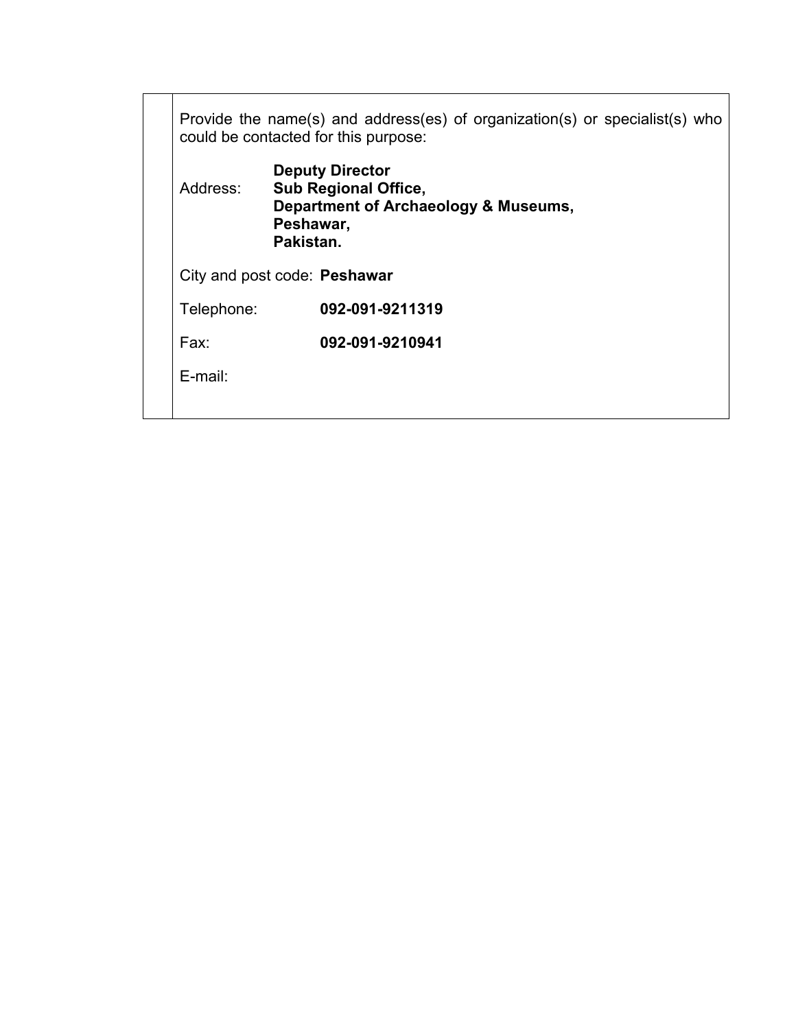Provide the name(s) and address(es) of organization(s) or specialist(s) who could be contacted for this purpose:

Address: **Deputy Director**
**Sub Regional Office,**
**Department of Archaeology & Museums,**
**Peshawar,**
**Pakistan.**

City and post code: **Peshawar**

Telephone: **092-091-9211319**

Fax: **092-091-9210941**

E-mail: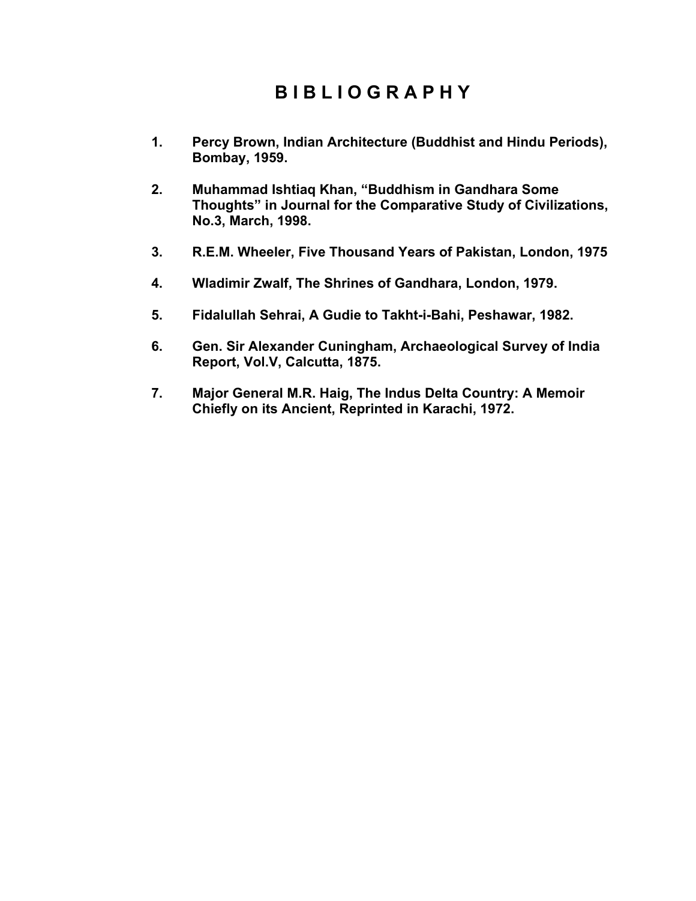# B I B L I O G R A P H Y

1. **Percy Brown, Indian Architecture (Buddhist and Hindu Periods), Bombay, 1959.**

2. **Muhammad Ishtiaq Khan, "Buddhism in Gandhara Some Thoughts" in Journal for the Comparative Study of Civilizations, No.3, March, 1998.**

3. **R.E.M. Wheeler, Five Thousand Years of Pakistan, London, 1975**

4. **Wladimir Zwalf, The Shrines of Gandhara, London, 1979.**

5. **Fidalullah Sehrai, A Gudie to Takht-i-Bahi, Peshawar, 1982.**

6. **Gen. Sir Alexander Cuningham, Archaeological Survey of India Report, Vol.V, Calcutta, 1875.**

7. **Major General M.R. Haig, The Indus Delta Country: A Memoir Chiefly on its Ancient, Reprinted in Karachi, 1972.**